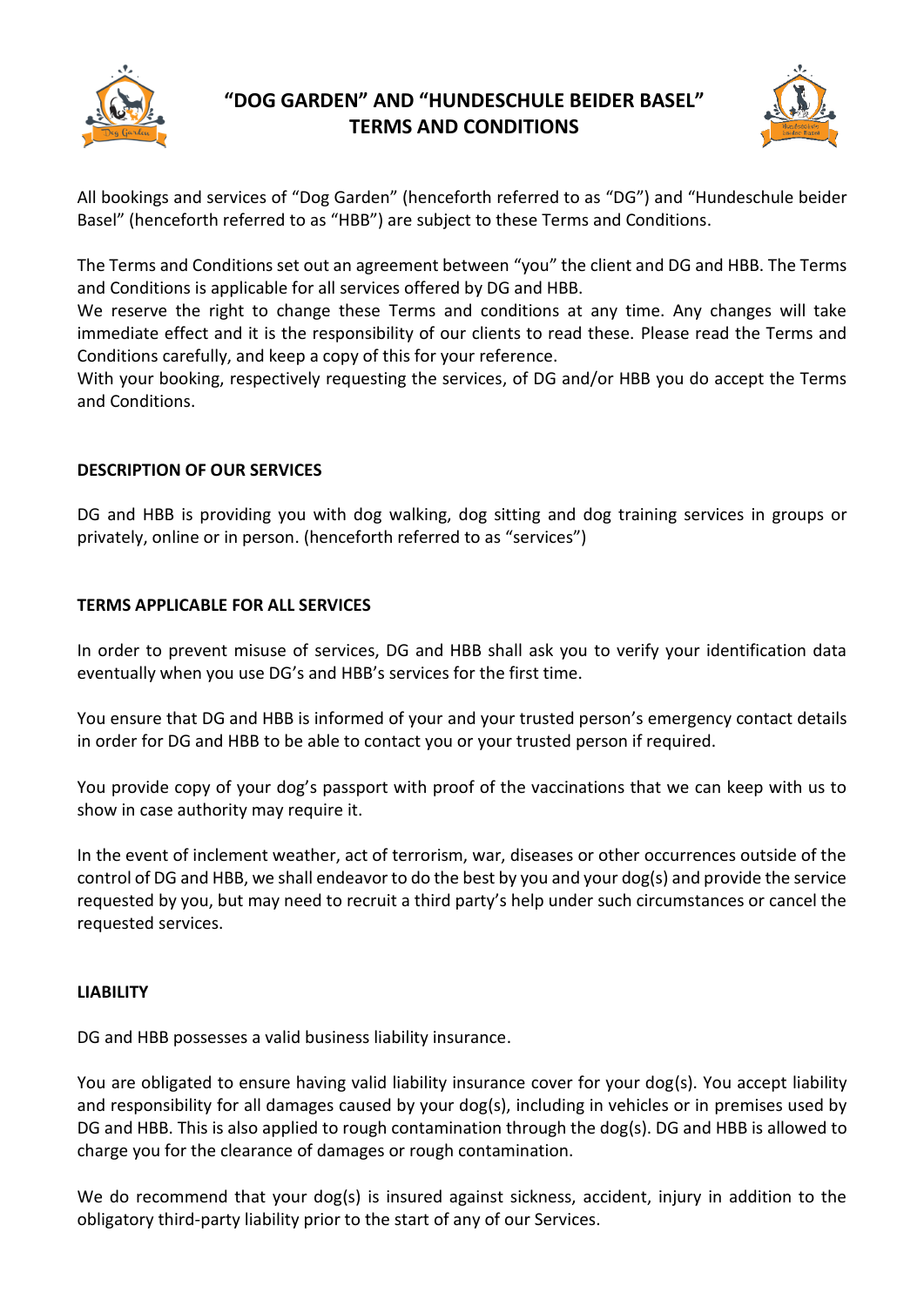# "DOG GARDEN" AND "HUNDESCHULE BEIDER BASEL" TERMS AND CONDITIONS

All bookings and services of "Dog Garden" (henceforth referred to as "DG") and "Hundeschule beider Basel" (henceforth referred to as "HBB") are subject to these Terms and Conditions.

The Terms and Conditions set out an agreement between "you" the client and DG and HBB. The Terms and Conditions is applicable for all services offered by DG and HBB.

We reserve the right to change these Terms and conditions at any time. Any changes will take immediate effect and it is the responsibility of our clients to read these. Please read the Terms and Conditions carefully, and keep a copy of this for your reference.

With your booking, respectively requesting the services, of DG and/or HBB you do accept the Terms and Conditions.

## DESCRIPTION OF OUR SERVICES

DG and HBB is providing you with dog walking, dog sitting and dog training services in groups or privately, online or in person. (henceforth referred to as "services")

## TERMS APPLICABLE FOR ALL SERVICES

In order to prevent misuse of services, DG and HBB shall ask you to verify your identification data eventually when you use DG's and HBB's services for the first time.

You ensure that DG and HBB is informed of your and your trusted person's emergency contact details in order for DG and HBB to be able to contact you or your trusted person if required.

You provide copy of your dog's passport with proof of the vaccinations that we can keep with us to show in case authority may require it.

In the event of inclement weather, act of terrorism, war, diseases or other occurrences outside of the control of DG and HBB, we shall endeavor to do the best by you and your dog(s) and provide the service requested by you, but may need to recruit a third party's help under such circumstances or cancel the requested services.

## LIABILITY

DG and HBB possesses a valid business liability insurance.

You are obligated to ensure having valid liability insurance cover for your dog(s). You accept liability and responsibility for all damages caused by your dog(s), including in vehicles or in premises used by DG and HBB. This is also applied to rough contamination through the dog(s). DG and HBB is allowed to charge you for the clearance of damages or rough contamination.

We do recommend that your dog(s) is insured against sickness, accident, injury in addition to the obligatory third-party liability prior to the start of any of our Services.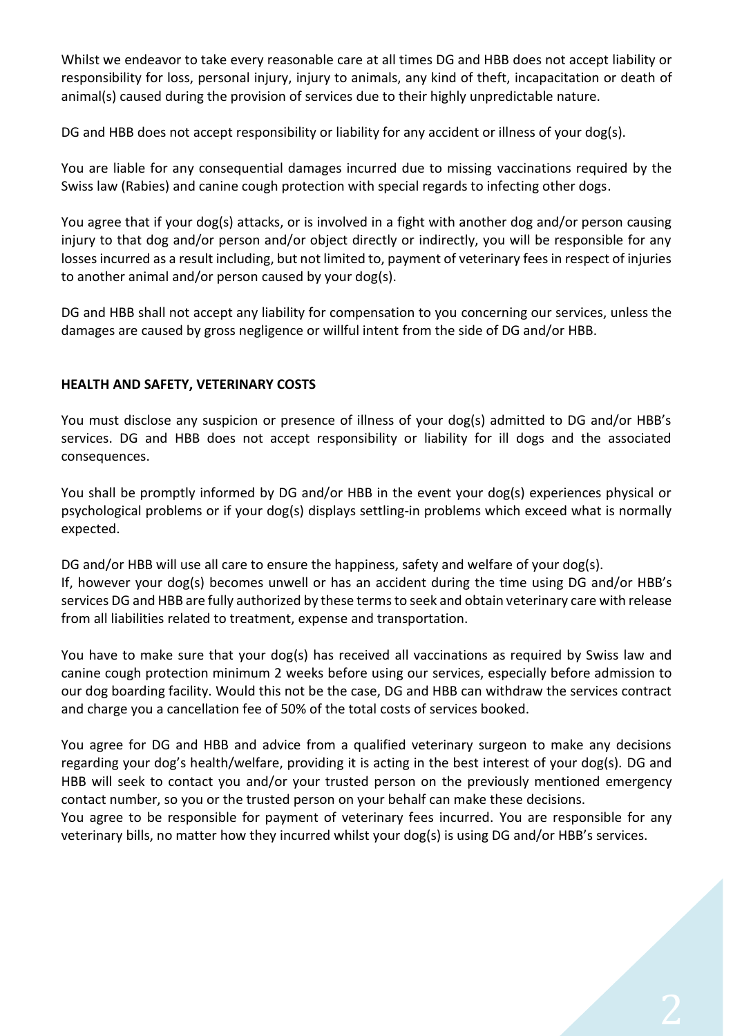Whilst we endeavor to take every reasonable care at all times DG and HBB does not accept liability or responsibility for loss, personal injury, injury to animals, any kind of theft, incapacitation or death of animal(s) caused during the provision of services due to their highly unpredictable nature.

DG and HBB does not accept responsibility or liability for any accident or illness of your dog(s).

You are liable for any consequential damages incurred due to missing vaccinations required by the Swiss law (Rabies) and canine cough protection with special regards to infecting other dogs.

You agree that if your dog(s) attacks, or is involved in a fight with another dog and/or person causing injury to that dog and/or person and/or object directly or indirectly, you will be responsible for any losses incurred as a result including, but not limited to, payment of veterinary fees in respect of injuries to another animal and/or person caused by your dog(s).

DG and HBB shall not accept any liability for compensation to you concerning our services, unless the damages are caused by gross negligence or willful intent from the side of DG and/or HBB.

**HEALTH AND SAFETY, VETERINARY COSTS**

You must disclose any suspicion or presence of illness of your dog(s) admitted to DG and/or HBB's services. DG and HBB does not accept responsibility or liability for ill dogs and the associated consequences.

You shall be promptly informed by DG and/or HBB in the event your dog(s) experiences physical or psychological problems or if your dog(s) displays settling-in problems which exceed what is normally expected.

DG and/or HBB will use all care to ensure the happiness, safety and welfare of your dog(s).
If, however your dog(s) becomes unwell or has an accident during the time using DG and/or HBB's services DG and HBB are fully authorized by these terms to seek and obtain veterinary care with release from all liabilities related to treatment, expense and transportation.

You have to make sure that your dog(s) has received all vaccinations as required by Swiss law and canine cough protection minimum 2 weeks before using our services, especially before admission to our dog boarding facility. Would this not be the case, DG and HBB can withdraw the services contract and charge you a cancellation fee of 50% of the total costs of services booked.

You agree for DG and HBB and advice from a qualified veterinary surgeon to make any decisions regarding your dog's health/welfare, providing it is acting in the best interest of your dog(s). DG and HBB will seek to contact you and/or your trusted person on the previously mentioned emergency contact number, so you or the trusted person on your behalf can make these decisions.
You agree to be responsible for payment of veterinary fees incurred. You are responsible for any veterinary bills, no matter how they incurred whilst your dog(s) is using DG and/or HBB's services.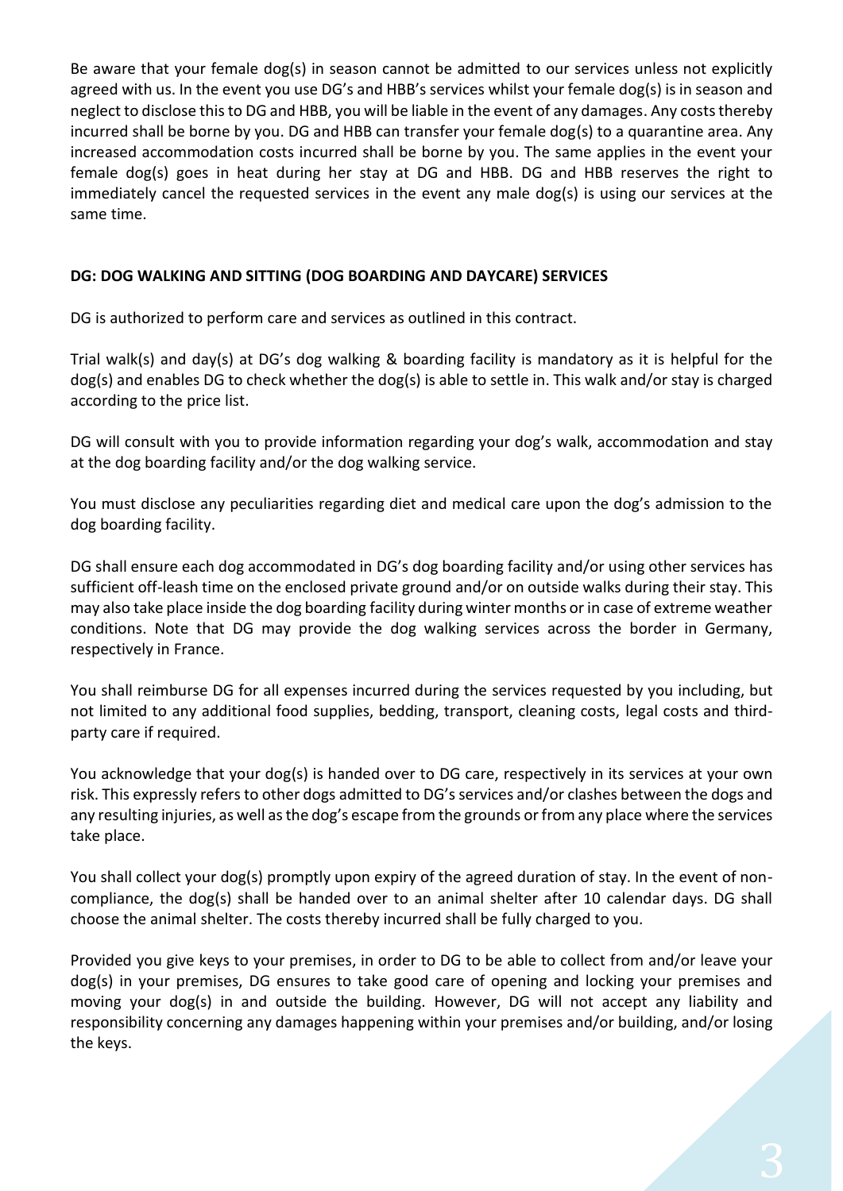Be aware that your female dog(s) in season cannot be admitted to our services unless not explicitly agreed with us. In the event you use DG's and HBB's services whilst your female dog(s) is in season and neglect to disclose this to DG and HBB, you will be liable in the event of any damages. Any costs thereby incurred shall be borne by you. DG and HBB can transfer your female dog(s) to a quarantine area. Any increased accommodation costs incurred shall be borne by you. The same applies in the event your female dog(s) goes in heat during her stay at DG and HBB. DG and HBB reserves the right to immediately cancel the requested services in the event any male dog(s) is using our services at the same time.

**DG: DOG WALKING AND SITTING (DOG BOARDING AND DAYCARE) SERVICES**

DG is authorized to perform care and services as outlined in this contract.

Trial walk(s) and day(s) at DG's dog walking & boarding facility is mandatory as it is helpful for the dog(s) and enables DG to check whether the dog(s) is able to settle in. This walk and/or stay is charged according to the price list.

DG will consult with you to provide information regarding your dog's walk, accommodation and stay at the dog boarding facility and/or the dog walking service.

You must disclose any peculiarities regarding diet and medical care upon the dog's admission to the dog boarding facility.

DG shall ensure each dog accommodated in DG's dog boarding facility and/or using other services has sufficient off-leash time on the enclosed private ground and/or on outside walks during their stay. This may also take place inside the dog boarding facility during winter months or in case of extreme weather conditions. Note that DG may provide the dog walking services across the border in Germany, respectively in France.

You shall reimburse DG for all expenses incurred during the services requested by you including, but not limited to any additional food supplies, bedding, transport, cleaning costs, legal costs and third-party care if required.

You acknowledge that your dog(s) is handed over to DG care, respectively in its services at your own risk. This expressly refers to other dogs admitted to DG's services and/or clashes between the dogs and any resulting injuries, as well as the dog's escape from the grounds or from any place where the services take place.

You shall collect your dog(s) promptly upon expiry of the agreed duration of stay. In the event of non-compliance, the dog(s) shall be handed over to an animal shelter after 10 calendar days. DG shall choose the animal shelter. The costs thereby incurred shall be fully charged to you.

Provided you give keys to your premises, in order to DG to be able to collect from and/or leave your dog(s) in your premises, DG ensures to take good care of opening and locking your premises and moving your dog(s) in and outside the building. However, DG will not accept any liability and responsibility concerning any damages happening within your premises and/or building, and/or losing the keys.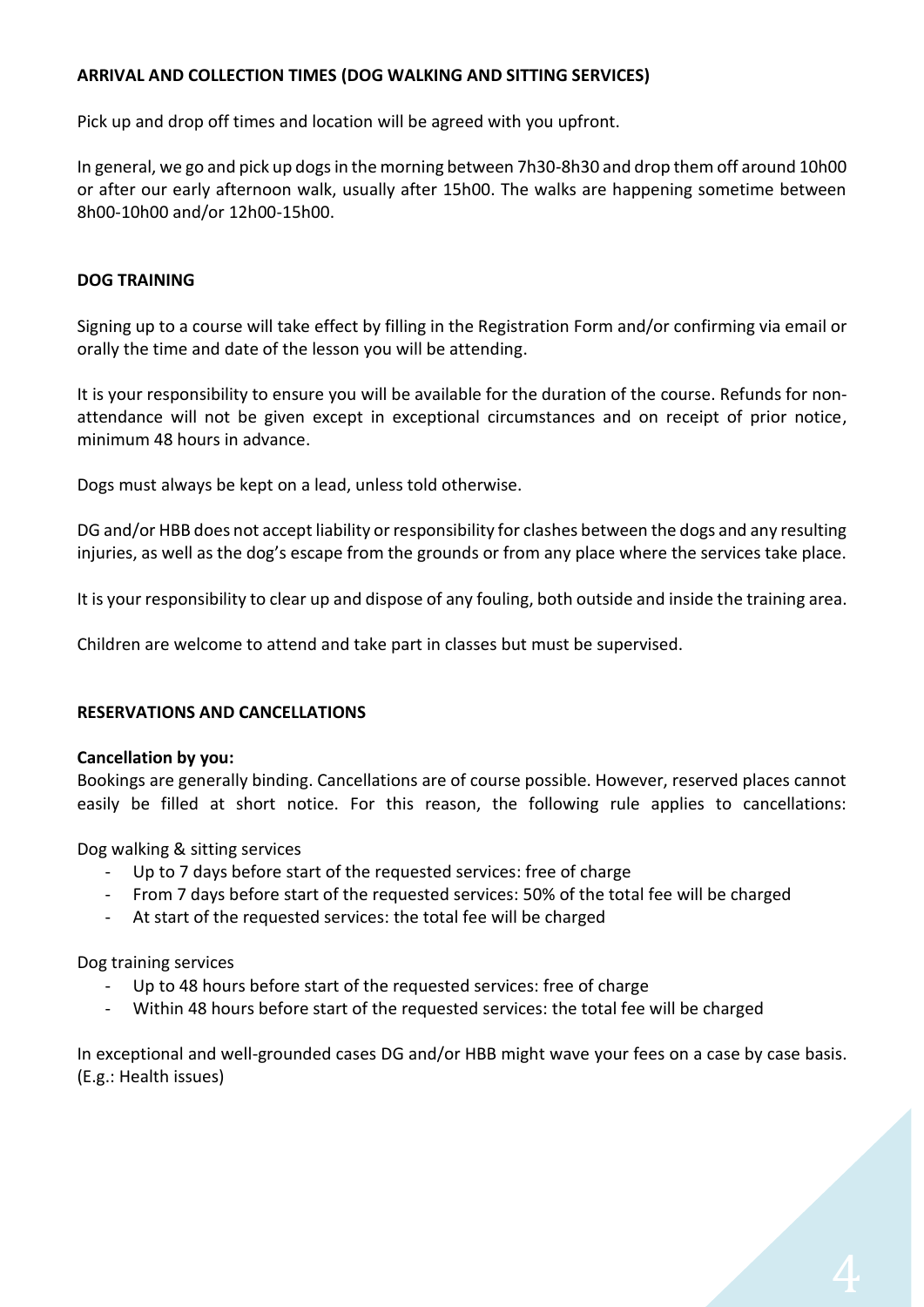**ARRIVAL AND COLLECTION TIMES (DOG WALKING AND SITTING SERVICES)**

Pick up and drop off times and location will be agreed with you upfront.

In general, we go and pick up dogs in the morning between 7h30-8h30 and drop them off around 10h00 or after our early afternoon walk, usually after 15h00. The walks are happening sometime between 8h00-10h00 and/or 12h00-15h00.

**DOG TRAINING**

Signing up to a course will take effect by filling in the Registration Form and/or confirming via email or orally the time and date of the lesson you will be attending.

It is your responsibility to ensure you will be available for the duration of the course. Refunds for non-attendance will not be given except in exceptional circumstances and on receipt of prior notice, minimum 48 hours in advance.

Dogs must always be kept on a lead, unless told otherwise.

DG and/or HBB does not accept liability or responsibility for clashes between the dogs and any resulting injuries, as well as the dog's escape from the grounds or from any place where the services take place.

It is your responsibility to clear up and dispose of any fouling, both outside and inside the training area.

Children are welcome to attend and take part in classes but must be supervised.

**RESERVATIONS AND CANCELLATIONS**

**Cancellation by you:**
Bookings are generally binding. Cancellations are of course possible. However, reserved places cannot easily be filled at short notice. For this reason, the following rule applies to cancellations:

Dog walking & sitting services

- Up to 7 days before start of the requested services: free of charge
- From 7 days before start of the requested services: 50% of the total fee will be charged
- At start of the requested services: the total fee will be charged

Dog training services

- Up to 48 hours before start of the requested services: free of charge
- Within 48 hours before start of the requested services: the total fee will be charged

In exceptional and well-grounded cases DG and/or HBB might wave your fees on a case by case basis. (E.g.: Health issues)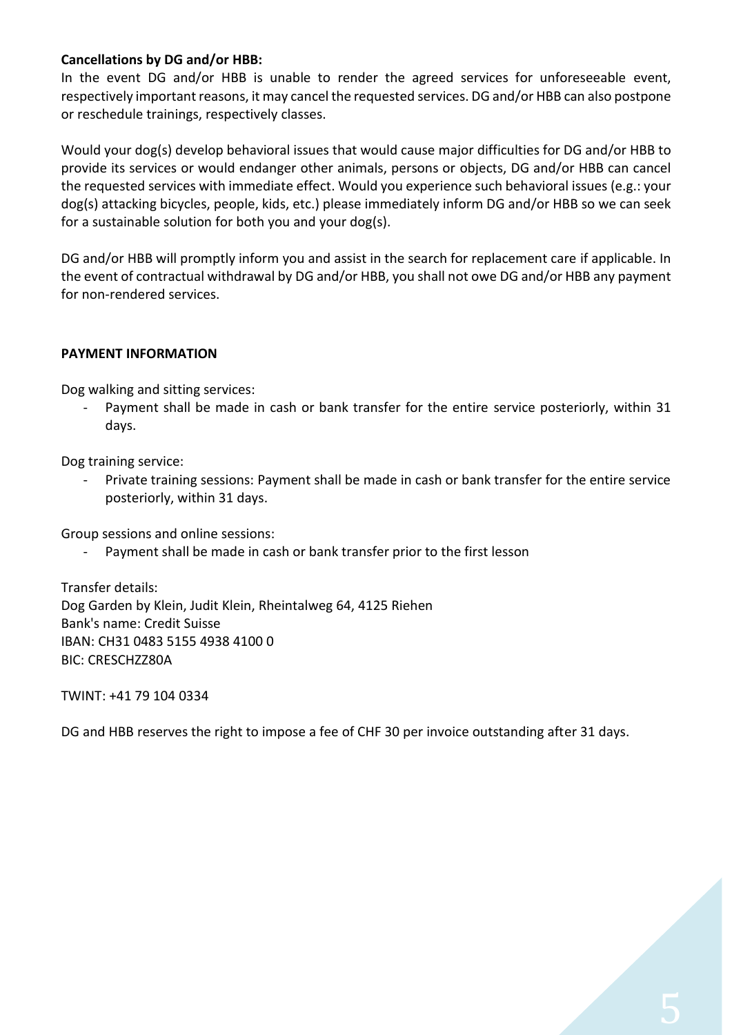**Cancellations by DG and/or HBB:**
In the event DG and/or HBB is unable to render the agreed services for unforeseeable event, respectively important reasons, it may cancel the requested services. DG and/or HBB can also postpone or reschedule trainings, respectively classes.

Would your dog(s) develop behavioral issues that would cause major difficulties for DG and/or HBB to provide its services or would endanger other animals, persons or objects, DG and/or HBB can cancel the requested services with immediate effect. Would you experience such behavioral issues (e.g.: your dog(s) attacking bicycles, people, kids, etc.) please immediately inform DG and/or HBB so we can seek for a sustainable solution for both you and your dog(s).

DG and/or HBB will promptly inform you and assist in the search for replacement care if applicable. In the event of contractual withdrawal by DG and/or HBB, you shall not owe DG and/or HBB any payment for non-rendered services.

**PAYMENT INFORMATION**

Dog walking and sitting services:

- Payment shall be made in cash or bank transfer for the entire service posteriorly, within 31 days.

Dog training service:

- Private training sessions: Payment shall be made in cash or bank transfer for the entire service posteriorly, within 31 days.

Group sessions and online sessions:

- Payment shall be made in cash or bank transfer prior to the first lesson

Transfer details:
Dog Garden by Klein, Judit Klein, Rheintalweg 64, 4125 Riehen
Bank's name: Credit Suisse
IBAN: CH31 0483 5155 4938 4100 0
BIC: CRESCHZZ80A

TWINT: +41 79 104 0334

DG and HBB reserves the right to impose a fee of CHF 30 per invoice outstanding after 31 days.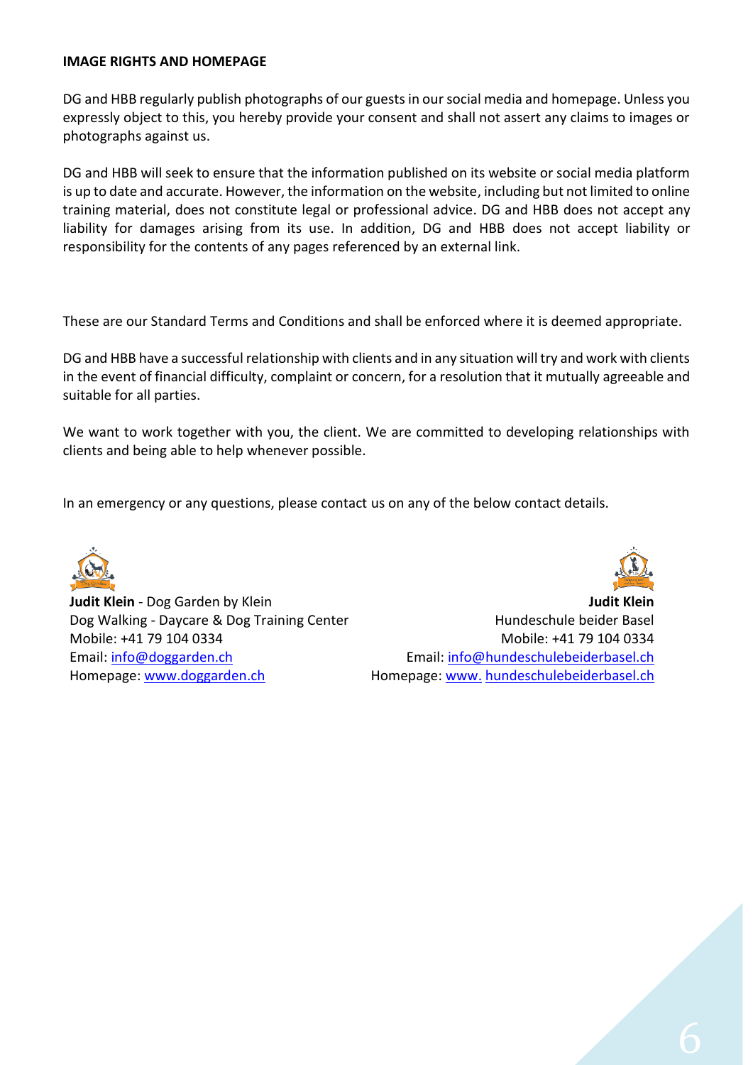**IMAGE RIGHTS AND HOMEPAGE**

DG and HBB regularly publish photographs of our guests in our social media and homepage. Unless you expressly object to this, you hereby provide your consent and shall not assert any claims to images or photographs against us.

DG and HBB will seek to ensure that the information published on its website or social media platform is up to date and accurate. However, the information on the website, including but not limited to online training material, does not constitute legal or professional advice. DG and HBB does not accept any liability for damages arising from its use. In addition, DG and HBB does not accept liability or responsibility for the contents of any pages referenced by an external link.

These are our Standard Terms and Conditions and shall be enforced where it is deemed appropriate.

DG and HBB have a successful relationship with clients and in any situation will try and work with clients in the event of financial difficulty, complaint or concern, for a resolution that it mutually agreeable and suitable for all parties.

We want to work together with you, the client. We are committed to developing relationships with clients and being able to help whenever possible.

In an emergency or any questions, please contact us on any of the below contact details.

**Judit Klein** - Dog Garden by Klein
Dog Walking - Daycare & Dog Training Center
Mobile: +41 79 104 0334
Email: info@doggarden.ch
Homepage: www.doggarden.ch

**Judit Klein**
Hundeschule beider Basel
Mobile: +41 79 104 0334
Email: info@hundeschulebeiderbasel.ch
Homepage: www. hundeschulebeiderbasel.ch